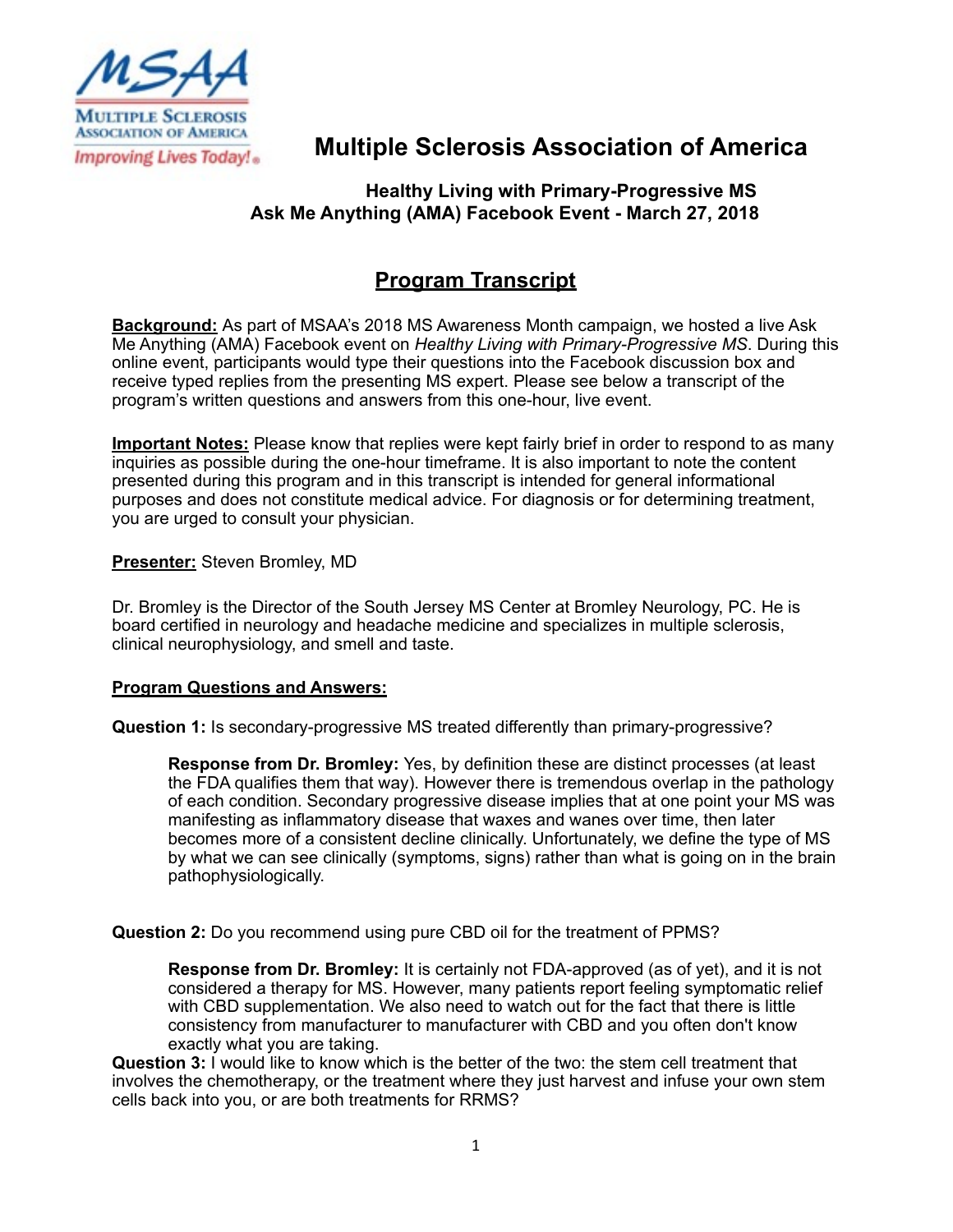# Multiple Sclerosis Association of America

## Healthy Living with Primary-Progressive MS
## Ask Me Anything (AMA) Facebook Event - March 27, 2018

## Program Transcript

**Background:** As part of MSAA's 2018 MS Awareness Month campaign, we hosted a live Ask Me Anything (AMA) Facebook event on *Healthy Living with Primary-Progressive MS*. During this online event, participants would type their questions into the Facebook discussion box and receive typed replies from the presenting MS expert. Please see below a transcript of the program's written questions and answers from this one-hour, live event.

**Important Notes:** Please know that replies were kept fairly brief in order to respond to as many inquiries as possible during the one-hour timeframe. It is also important to note the content presented during this program and in this transcript is intended for general informational purposes and does not constitute medical advice. For diagnosis or for determining treatment, you are urged to consult your physician.

**Presenter:** Steven Bromley, MD

Dr. Bromley is the Director of the South Jersey MS Center at Bromley Neurology, PC. He is board certified in neurology and headache medicine and specializes in multiple sclerosis, clinical neurophysiology, and smell and taste.

**Program Questions and Answers:**

**Question 1:** Is secondary-progressive MS treated differently than primary-progressive?

> **Response from Dr. Bromley:** Yes, by definition these are distinct processes (at least the FDA qualifies them that way). However there is tremendous overlap in the pathology of each condition. Secondary progressive disease implies that at one point your MS was manifesting as inflammatory disease that waxes and wanes over time, then later becomes more of a consistent decline clinically. Unfortunately, we define the type of MS by what we can see clinically (symptoms, signs) rather than what is going on in the brain pathophysiologically.

**Question 2:** Do you recommend using pure CBD oil for the treatment of PPMS?

> **Response from Dr. Bromley:** It is certainly not FDA-approved (as of yet), and it is not considered a therapy for MS. However, many patients report feeling symptomatic relief with CBD supplementation. We also need to watch out for the fact that there is little consistency from manufacturer to manufacturer with CBD and you often don't know exactly what you are taking.

**Question 3:** I would like to know which is the better of the two: the stem cell treatment that involves the chemotherapy, or the treatment where they just harvest and infuse your own stem cells back into you, or are both treatments for RRMS?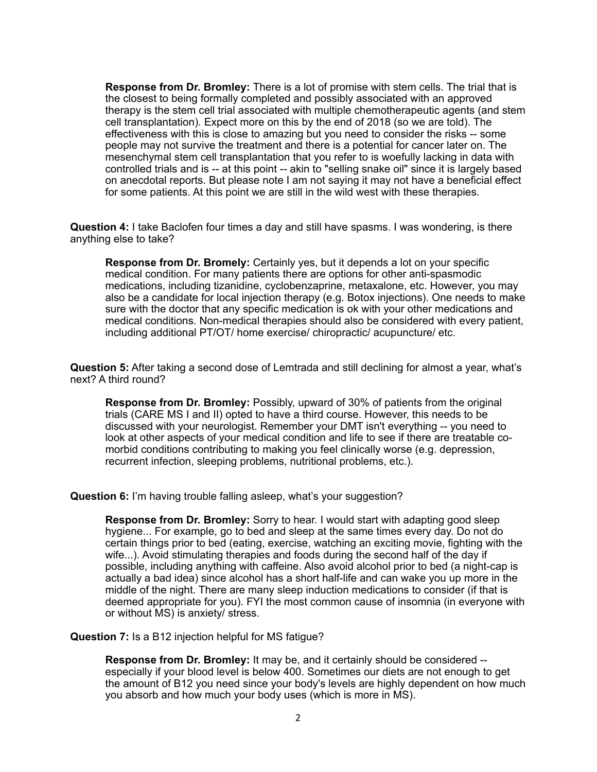**Response from Dr. Bromley:** There is a lot of promise with stem cells. The trial that is the closest to being formally completed and possibly associated with an approved therapy is the stem cell trial associated with multiple chemotherapeutic agents (and stem cell transplantation). Expect more on this by the end of 2018 (so we are told). The effectiveness with this is close to amazing but you need to consider the risks -- some people may not survive the treatment and there is a potential for cancer later on. The mesenchymal stem cell transplantation that you refer to is woefully lacking in data with controlled trials and is -- at this point -- akin to "selling snake oil" since it is largely based on anecdotal reports. But please note I am not saying it may not have a beneficial effect for some patients. At this point we are still in the wild west with these therapies.

**Question 4:** I take Baclofen four times a day and still have spasms. I was wondering, is there anything else to take?

**Response from Dr. Bromely:** Certainly yes, but it depends a lot on your specific medical condition. For many patients there are options for other anti-spasmodic medications, including tizanidine, cyclobenzaprine, metaxalone, etc. However, you may also be a candidate for local injection therapy (e.g. Botox injections). One needs to make sure with the doctor that any specific medication is ok with your other medications and medical conditions. Non-medical therapies should also be considered with every patient, including additional PT/OT/ home exercise/ chiropractic/ acupuncture/ etc.

**Question 5:** After taking a second dose of Lemtrada and still declining for almost a year, what's next? A third round?

**Response from Dr. Bromley:** Possibly, upward of 30% of patients from the original trials (CARE MS I and II) opted to have a third course. However, this needs to be discussed with your neurologist. Remember your DMT isn't everything -- you need to look at other aspects of your medical condition and life to see if there are treatable co-morbid conditions contributing to making you feel clinically worse (e.g. depression, recurrent infection, sleeping problems, nutritional problems, etc.).

**Question 6:** I'm having trouble falling asleep, what's your suggestion?

**Response from Dr. Bromley:** Sorry to hear. I would start with adapting good sleep hygiene... For example, go to bed and sleep at the same times every day. Do not do certain things prior to bed (eating, exercise, watching an exciting movie, fighting with the wife...). Avoid stimulating therapies and foods during the second half of the day if possible, including anything with caffeine. Also avoid alcohol prior to bed (a night-cap is actually a bad idea) since alcohol has a short half-life and can wake you up more in the middle of the night. There are many sleep induction medications to consider (if that is deemed appropriate for you). FYI the most common cause of insomnia (in everyone with or without MS) is anxiety/ stress.

**Question 7:** Is a B12 injection helpful for MS fatigue?

**Response from Dr. Bromley:** It may be, and it certainly should be considered -- especially if your blood level is below 400. Sometimes our diets are not enough to get the amount of B12 you need since your body's levels are highly dependent on how much you absorb and how much your body uses (which is more in MS).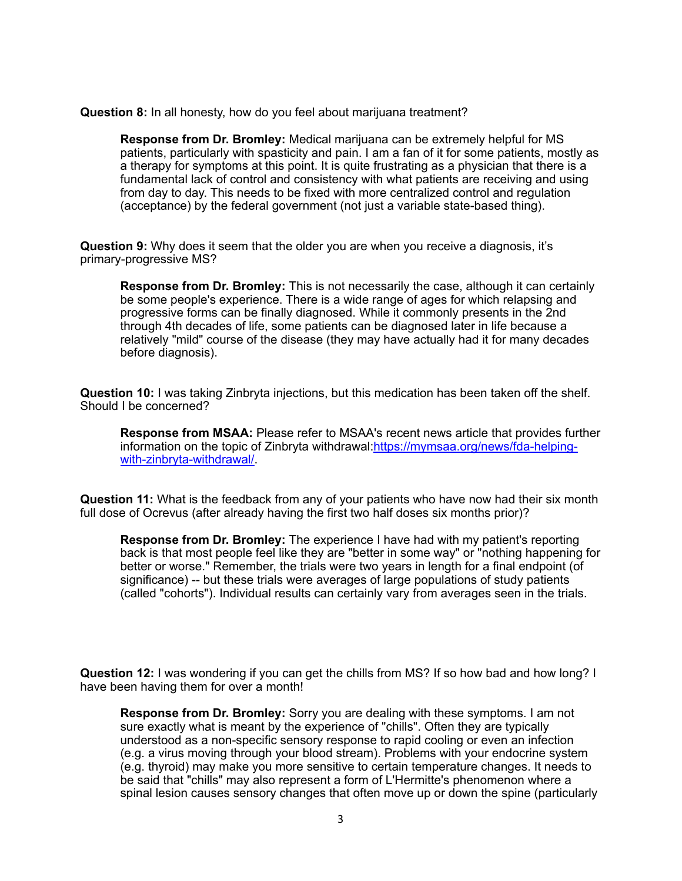**Question 8:** In all honesty, how do you feel about marijuana treatment?

> **Response from Dr. Bromley:** Medical marijuana can be extremely helpful for MS patients, particularly with spasticity and pain. I am a fan of it for some patients, mostly as a therapy for symptoms at this point. It is quite frustrating as a physician that there is a fundamental lack of control and consistency with what patients are receiving and using from day to day. This needs to be fixed with more centralized control and regulation (acceptance) by the federal government (not just a variable state-based thing).

**Question 9:** Why does it seem that the older you are when you receive a diagnosis, it's primary-progressive MS?

> **Response from Dr. Bromley:** This is not necessarily the case, although it can certainly be some people's experience. There is a wide range of ages for which relapsing and progressive forms can be finally diagnosed. While it commonly presents in the 2nd through 4th decades of life, some patients can be diagnosed later in life because a relatively "mild" course of the disease (they may have actually had it for many decades before diagnosis).

**Question 10:** I was taking Zinbryta injections, but this medication has been taken off the shelf. Should I be concerned?

> **Response from MSAA:** Please refer to MSAA's recent news article that provides further information on the topic of Zinbryta withdrawal:[https://mymsaa.org/news/fda-helping-with-zinbryta-withdrawal/](https://mymsaa.org/news/fda-helping-with-zinbryta-withdrawal/).

**Question 11:** What is the feedback from any of your patients who have now had their six month full dose of Ocrevus (after already having the first two half doses six months prior)?

> **Response from Dr. Bromley:** The experience I have had with my patient's reporting back is that most people feel like they are "better in some way" or "nothing happening for better or worse." Remember, the trials were two years in length for a final endpoint (of significance) -- but these trials were averages of large populations of study patients (called "cohorts"). Individual results can certainly vary from averages seen in the trials.

**Question 12:** I was wondering if you can get the chills from MS? If so how bad and how long? I have been having them for over a month!

> **Response from Dr. Bromley:** Sorry you are dealing with these symptoms. I am not sure exactly what is meant by the experience of "chills". Often they are typically understood as a non-specific sensory response to rapid cooling or even an infection (e.g. a virus moving through your blood stream). Problems with your endocrine system (e.g. thyroid) may make you more sensitive to certain temperature changes. It needs to be said that "chills" may also represent a form of L'Hermitte's phenomenon where a spinal lesion causes sensory changes that often move up or down the spine (particularly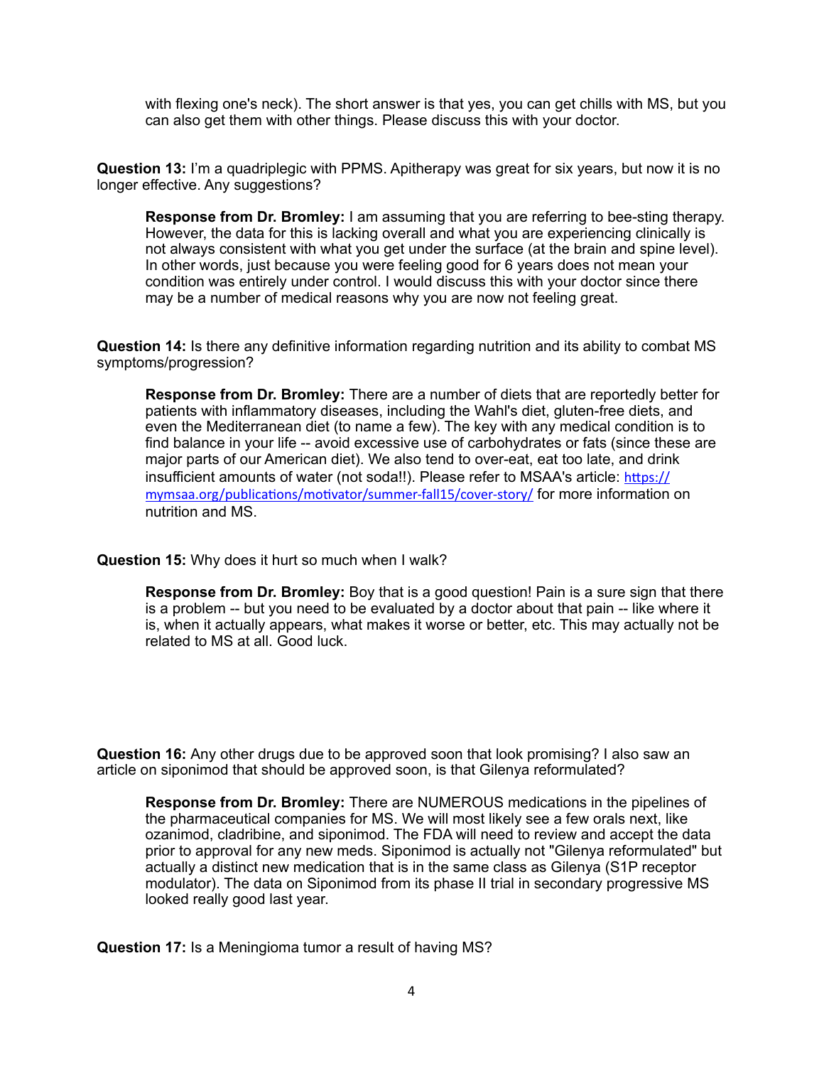with flexing one's neck). The short answer is that yes, you can get chills with MS, but you can also get them with other things. Please discuss this with your doctor.

**Question 13:** I'm a quadriplegic with PPMS. Apitherapy was great for six years, but now it is no longer effective. Any suggestions?

> **Response from Dr. Bromley:** I am assuming that you are referring to bee-sting therapy. However, the data for this is lacking overall and what you are experiencing clinically is not always consistent with what you get under the surface (at the brain and spine level). In other words, just because you were feeling good for 6 years does not mean your condition was entirely under control. I would discuss this with your doctor since there may be a number of medical reasons why you are now not feeling great.

**Question 14:** Is there any definitive information regarding nutrition and its ability to combat MS symptoms/progression?

> **Response from Dr. Bromley:** There are a number of diets that are reportedly better for patients with inflammatory diseases, including the Wahl's diet, gluten-free diets, and even the Mediterranean diet (to name a few). The key with any medical condition is to find balance in your life -- avoid excessive use of carbohydrates or fats (since these are major parts of our American diet). We also tend to over-eat, eat too late, and drink insufficient amounts of water (not soda!!). Please refer to MSAA's article: https://mymsaa.org/publications/motivator/summer-fall15/cover-story/ for more information on nutrition and MS.

**Question 15:** Why does it hurt so much when I walk?

> **Response from Dr. Bromley:** Boy that is a good question! Pain is a sure sign that there is a problem -- but you need to be evaluated by a doctor about that pain -- like where it is, when it actually appears, what makes it worse or better, etc. This may actually not be related to MS at all. Good luck.

**Question 16:** Any other drugs due to be approved soon that look promising? I also saw an article on siponimod that should be approved soon, is that Gilenya reformulated?

> **Response from Dr. Bromley:** There are NUMEROUS medications in the pipelines of the pharmaceutical companies for MS. We will most likely see a few orals next, like ozanimod, cladribine, and siponimod. The FDA will need to review and accept the data prior to approval for any new meds. Siponimod is actually not "Gilenya reformulated" but actually a distinct new medication that is in the same class as Gilenya (S1P receptor modulator). The data on Siponimod from its phase II trial in secondary progressive MS looked really good last year.

**Question 17:** Is a Meningioma tumor a result of having MS?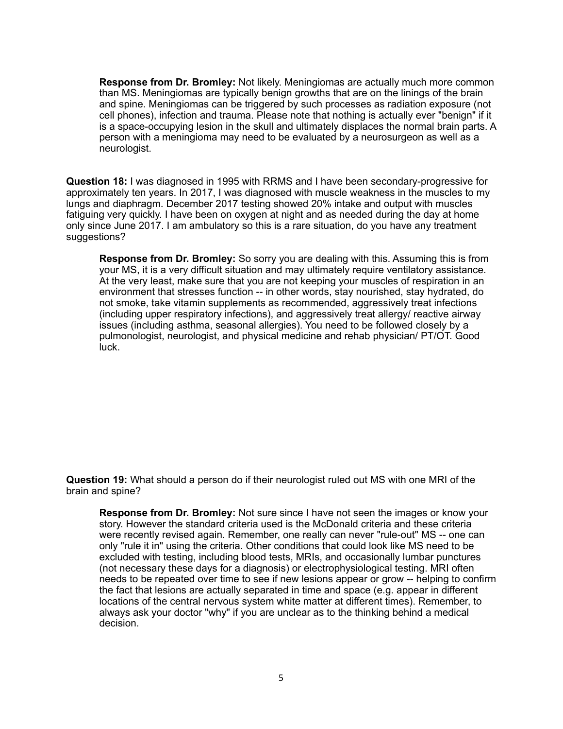**Response from Dr. Bromley:** Not likely. Meningiomas are actually much more common than MS. Meningiomas are typically benign growths that are on the linings of the brain and spine. Meningiomas can be triggered by such processes as radiation exposure (not cell phones), infection and trauma. Please note that nothing is actually ever "benign" if it is a space-occupying lesion in the skull and ultimately displaces the normal brain parts. A person with a meningioma may need to be evaluated by a neurosurgeon as well as a neurologist.

**Question 18:** I was diagnosed in 1995 with RRMS and I have been secondary-progressive for approximately ten years. In 2017, I was diagnosed with muscle weakness in the muscles to my lungs and diaphragm. December 2017 testing showed 20% intake and output with muscles fatiguing very quickly. I have been on oxygen at night and as needed during the day at home only since June 2017. I am ambulatory so this is a rare situation, do you have any treatment suggestions?

**Response from Dr. Bromley:** So sorry you are dealing with this. Assuming this is from your MS, it is a very difficult situation and may ultimately require ventilatory assistance. At the very least, make sure that you are not keeping your muscles of respiration in an environment that stresses function -- in other words, stay nourished, stay hydrated, do not smoke, take vitamin supplements as recommended, aggressively treat infections (including upper respiratory infections), and aggressively treat allergy/ reactive airway issues (including asthma, seasonal allergies). You need to be followed closely by a pulmonologist, neurologist, and physical medicine and rehab physician/ PT/OT. Good luck.

**Question 19:** What should a person do if their neurologist ruled out MS with one MRI of the brain and spine?

**Response from Dr. Bromley:** Not sure since I have not seen the images or know your story. However the standard criteria used is the McDonald criteria and these criteria were recently revised again. Remember, one really can never "rule-out" MS -- one can only "rule it in" using the criteria. Other conditions that could look like MS need to be excluded with testing, including blood tests, MRIs, and occasionally lumbar punctures (not necessary these days for a diagnosis) or electrophysiological testing. MRI often needs to be repeated over time to see if new lesions appear or grow -- helping to confirm the fact that lesions are actually separated in time and space (e.g. appear in different locations of the central nervous system white matter at different times). Remember, to always ask your doctor "why" if you are unclear as to the thinking behind a medical decision.